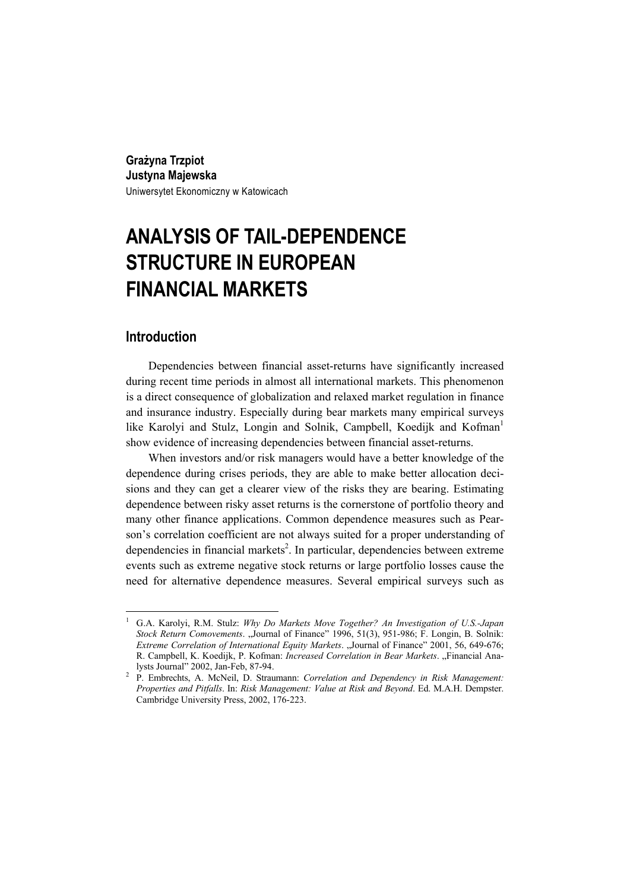**Grażyna Trzpiot**
**Justyna Majewska**
Uniwersytet Ekonomiczny w Katowicach

# ANALYSIS OF TAIL-DEPENDENCE STRUCTURE IN EUROPEAN FINANCIAL MARKETS

## Introduction

Dependencies between financial asset-returns have significantly increased during recent time periods in almost all international markets. This phenomenon is a direct consequence of globalization and relaxed market regulation in finance and insurance industry. Especially during bear markets many empirical surveys like Karolyi and Stulz, Longin and Solnik, Campbell, Koedijk and Kofman[1] show evidence of increasing dependencies between financial asset-returns.

When investors and/or risk managers would have a better knowledge of the dependence during crises periods, they are able to make better allocation decisions and they can get a clearer view of the risks they are bearing. Estimating dependence between risky asset returns is the cornerstone of portfolio theory and many other finance applications. Common dependence measures such as Pearson's correlation coefficient are not always suited for a proper understanding of dependencies in financial markets[2]. In particular, dependencies between extreme events such as extreme negative stock returns or large portfolio losses cause the need for alternative dependence measures. Several empirical surveys such as

---

[1] G.A. Karolyi, R.M. Stulz: *Why Do Markets Move Together? An Investigation of U.S.-Japan Stock Return Comovements*. „Journal of Finance" 1996, 51(3), 951-986; F. Longin, B. Solnik: *Extreme Correlation of International Equity Markets*. „Journal of Finance" 2001, 56, 649-676; R. Campbell, K. Koedijk, P. Kofman: *Increased Correlation in Bear Markets*. „Financial Analysts Journal" 2002, Jan-Feb, 87-94.

[2] P. Embrechts, A. McNeil, D. Straumann: *Correlation and Dependency in Risk Management: Properties and Pitfalls*. In: *Risk Management: Value at Risk and Beyond*. Ed. M.A.H. Dempster. Cambridge University Press, 2002, 176-223.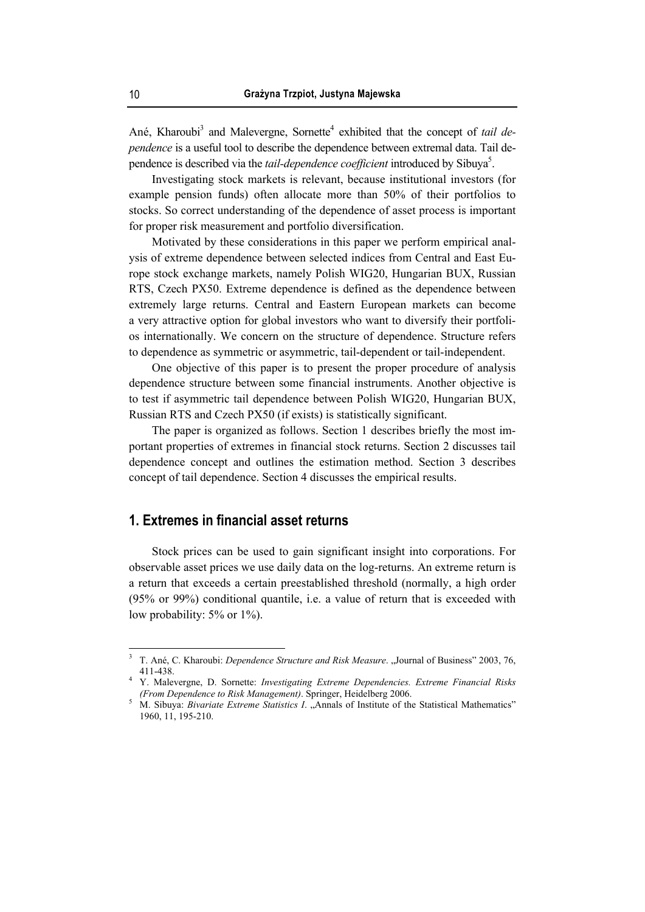Ané, Kharoubi[3] and Malevergne, Sornette[4] exhibited that the concept of *tail dependence* is a useful tool to describe the dependence between extremal data. Tail dependence is described via the *tail-dependence coefficient* introduced by Sibuya[5].

Investigating stock markets is relevant, because institutional investors (for example pension funds) often allocate more than 50% of their portfolios to stocks. So correct understanding of the dependence of asset process is important for proper risk measurement and portfolio diversification.

Motivated by these considerations in this paper we perform empirical analysis of extreme dependence between selected indices from Central and East Europe stock exchange markets, namely Polish WIG20, Hungarian BUX, Russian RTS, Czech PX50. Extreme dependence is defined as the dependence between extremely large returns. Central and Eastern European markets can become a very attractive option for global investors who want to diversify their portfolios internationally. We concern on the structure of dependence. Structure refers to dependence as symmetric or asymmetric, tail-dependent or tail-independent.

One objective of this paper is to present the proper procedure of analysis dependence structure between some financial instruments. Another objective is to test if asymmetric tail dependence between Polish WIG20, Hungarian BUX, Russian RTS and Czech PX50 (if exists) is statistically significant.

The paper is organized as follows. Section 1 describes briefly the most important properties of extremes in financial stock returns. Section 2 discusses tail dependence concept and outlines the estimation method. Section 3 describes concept of tail dependence. Section 4 discusses the empirical results.

## 1. Extremes in financial asset returns

Stock prices can be used to gain significant insight into corporations. For observable asset prices we use daily data on the log-returns. An extreme return is a return that exceeds a certain preestablished threshold (normally, a high order (95% or 99%) conditional quantile, i.e. a value of return that is exceeded with low probability: 5% or 1%).

---

[3] T. Ané, C. Kharoubi: *Dependence Structure and Risk Measure*. „Journal of Business" 2003, 76, 411-438.

[4] Y. Malevergne, D. Sornette: *Investigating Extreme Dependencies. Extreme Financial Risks (From Dependence to Risk Management)*. Springer, Heidelberg 2006.

[5] M. Sibuya: *Bivariate Extreme Statistics I*. „Annals of Institute of the Statistical Mathematics" 1960, 11, 195-210.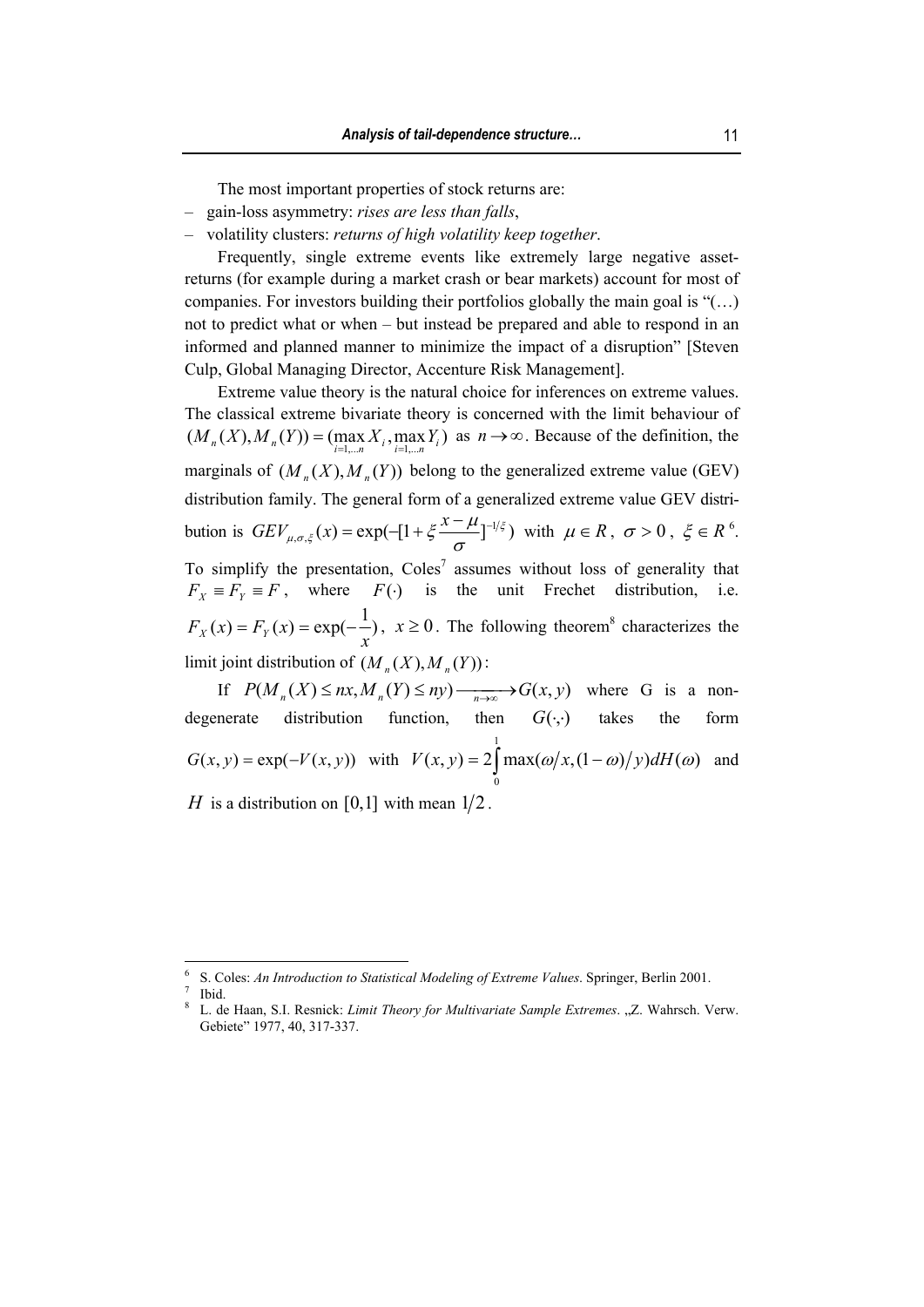The most important properties of stock returns are:

- gain-loss asymmetry: *rises are less than falls*,
- volatility clusters: *returns of high volatility keep together*.

Frequently, single extreme events like extremely large negative asset-returns (for example during a market crash or bear markets) account for most of companies. For investors building their portfolios globally the main goal is "(…) not to predict what or when – but instead be prepared and able to respond in an informed and planned manner to minimize the impact of a disruption" [Steven Culp, Global Managing Director, Accenture Risk Management].

Extreme value theory is the natural choice for inferences on extreme values. The classical extreme bivariate theory is concerned with the limit behaviour of $(M_n(X), M_n(Y)) = (\max_{i=1,\dots n} X_i, \max_{i=1,\dots n} Y_i)$ as $n \to \infty$. Because of the definition, the marginals of $(M_n(X), M_n(Y))$ belong to the generalized extreme value (GEV) distribution family. The general form of a generalized extreme value GEV distribution is $GEV_{\mu,\sigma,\xi}(x) = \exp(-[1+\xi \frac{x-\mu}{\sigma}]^{-1/\xi})$ with $\mu \in R$, $\sigma > 0$, $\xi \in R$ [6]. To simplify the presentation, Coles[7] assumes without loss of generality that $F_X \equiv F_Y \equiv F$, where $F(\cdot)$ is the unit Frechet distribution, i.e. $F_X(x) = F_Y(x) = \exp(-\frac{1}{x})$, $x \geq 0$. The following theorem[8] characterizes the limit joint distribution of $(M_n(X), M_n(Y))$:

If $P(M_n(X) \leq nx, M_n(Y) \leq ny) \xrightarrow[n\to\infty]{} G(x,y)$ where G is a non-degenerate distribution function, then $G(\cdot,\cdot)$ takes the form $G(x,y) = \exp(-V(x,y))$ with $V(x,y) = 2\int_0^1 \max(\omega/x, (1-\omega)/y) dH(\omega)$ and $H$ is a distribution on $[0,1]$ with mean $1/2$.

---

[6] S. Coles: *An Introduction to Statistical Modeling of Extreme Values*. Springer, Berlin 2001.

[7] Ibid.

[8] L. de Haan, S.I. Resnick: *Limit Theory for Multivariate Sample Extremes*. „Z. Wahrsch. Verw. Gebiete" 1977, 40, 317-337.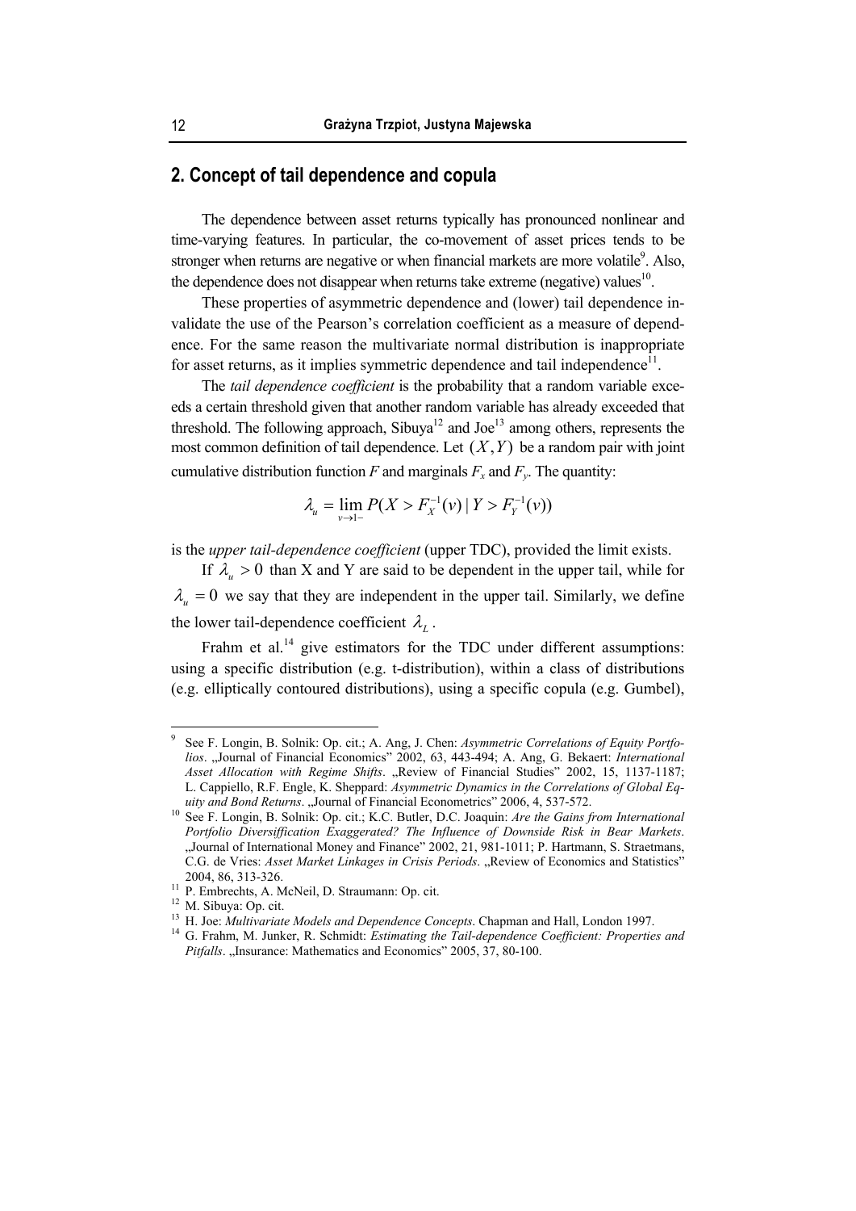## 2. Concept of tail dependence and copula

The dependence between asset returns typically has pronounced nonlinear and time-varying features. In particular, the co-movement of asset prices tends to be stronger when returns are negative or when financial markets are more volatile[9]. Also, the dependence does not disappear when returns take extreme (negative) values[10].

These properties of asymmetric dependence and (lower) tail dependence invalidate the use of the Pearson's correlation coefficient as a measure of dependence. For the same reason the multivariate normal distribution is inappropriate for asset returns, as it implies symmetric dependence and tail independence[11].

The *tail dependence coefficient* is the probability that a random variable exceeds a certain threshold given that another random variable has already exceeded that threshold. The following approach, Sibuya[12] and Joe[13] among others, represents the most common definition of tail dependence. Let $(X, Y)$ be a random pair with joint cumulative distribution function *F* and marginals $F_x$ and $F_y$. The quantity:

$$\lambda_u = \lim_{v \to 1-} P(X > F_X^{-1}(v) \mid Y > F_Y^{-1}(v))$$

is the *upper tail-dependence coefficient* (upper TDC), provided the limit exists.

If $\lambda_u > 0$ than X and Y are said to be dependent in the upper tail, while for $\lambda_u = 0$ we say that they are independent in the upper tail. Similarly, we define the lower tail-dependence coefficient $\lambda_L$.

Frahm et al.[14] give estimators for the TDC under different assumptions: using a specific distribution (e.g. t-distribution), within a class of distributions (e.g. elliptically contoured distributions), using a specific copula (e.g. Gumbel),

---

[9] See F. Longin, B. Solnik: Op. cit.; A. Ang, J. Chen: *Asymmetric Correlations of Equity Portfolios*. „Journal of Financial Economics" 2002, 63, 443-494; A. Ang, G. Bekaert: *International Asset Allocation with Regime Shifts*. „Review of Financial Studies" 2002, 15, 1137-1187; L. Cappiello, R.F. Engle, K. Sheppard: *Asymmetric Dynamics in the Correlations of Global Equity and Bond Returns*. „Journal of Financial Econometrics" 2006, 4, 537-572.

[10] See F. Longin, B. Solnik: Op. cit.; K.C. Butler, D.C. Joaquin: *Are the Gains from International Portfolio Diversiffication Exaggerated? The Influence of Downside Risk in Bear Markets*. „Journal of International Money and Finance" 2002, 21, 981-1011; P. Hartmann, S. Straetmans, C.G. de Vries: *Asset Market Linkages in Crisis Periods*. „Review of Economics and Statistics" 2004, 86, 313-326.

[11] P. Embrechts, A. McNeil, D. Straumann: Op. cit.

[12] M. Sibuya: Op. cit.

[13] H. Joe: *Multivariate Models and Dependence Concepts*. Chapman and Hall, London 1997.

[14] G. Frahm, M. Junker, R. Schmidt: *Estimating the Tail-dependence Coefficient: Properties and Pitfalls*. „Insurance: Mathematics and Economics" 2005, 37, 80-100.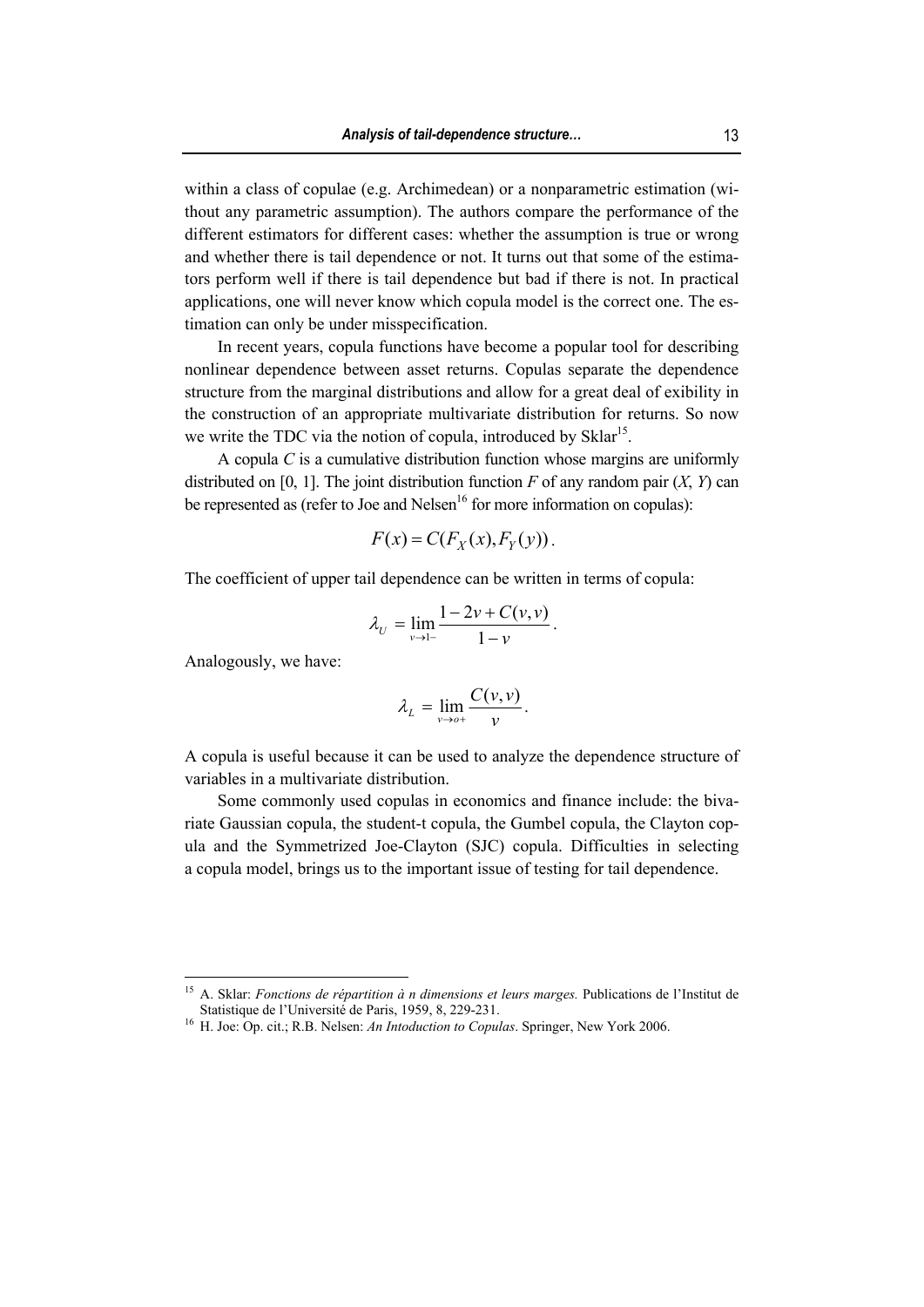within a class of copulae (e.g. Archimedean) or a nonparametric estimation (without any parametric assumption). The authors compare the performance of the different estimators for different cases: whether the assumption is true or wrong and whether there is tail dependence or not. It turns out that some of the estimators perform well if there is tail dependence but bad if there is not. In practical applications, one will never know which copula model is the correct one. The estimation can only be under misspecification.

In recent years, copula functions have become a popular tool for describing nonlinear dependence between asset returns. Copulas separate the dependence structure from the marginal distributions and allow for a great deal of exibility in the construction of an appropriate multivariate distribution for returns. So now we write the TDC via the notion of copula, introduced by Sklar[15].

A copula $C$ is a cumulative distribution function whose margins are uniformly distributed on [0, 1]. The joint distribution function $F$ of any random pair ($X$, $Y$) can be represented as (refer to Joe and Nelsen[16] for more information on copulas):

$$F(x) = C(F_X(x), F_Y(y)).$$

The coefficient of upper tail dependence can be written in terms of copula:

$$\lambda_U = \lim_{v \to 1-} \frac{1 - 2v + C(v,v)}{1 - v}.$$

Analogously, we have:

$$\lambda_L = \lim_{v \to o+} \frac{C(v,v)}{v}.$$

A copula is useful because it can be used to analyze the dependence structure of variables in a multivariate distribution.

Some commonly used copulas in economics and finance include: the bivariate Gaussian copula, the student-t copula, the Gumbel copula, the Clayton copula and the Symmetrized Joe-Clayton (SJC) copula. Difficulties in selecting a copula model, brings us to the important issue of testing for tail dependence.

---

[15] A. Sklar: *Fonctions de répartition à n dimensions et leurs marges.* Publications de l'Institut de Statistique de l'Université de Paris, 1959, 8, 229-231.

[16] H. Joe: Op. cit.; R.B. Nelsen: *An Intoduction to Copulas*. Springer, New York 2006.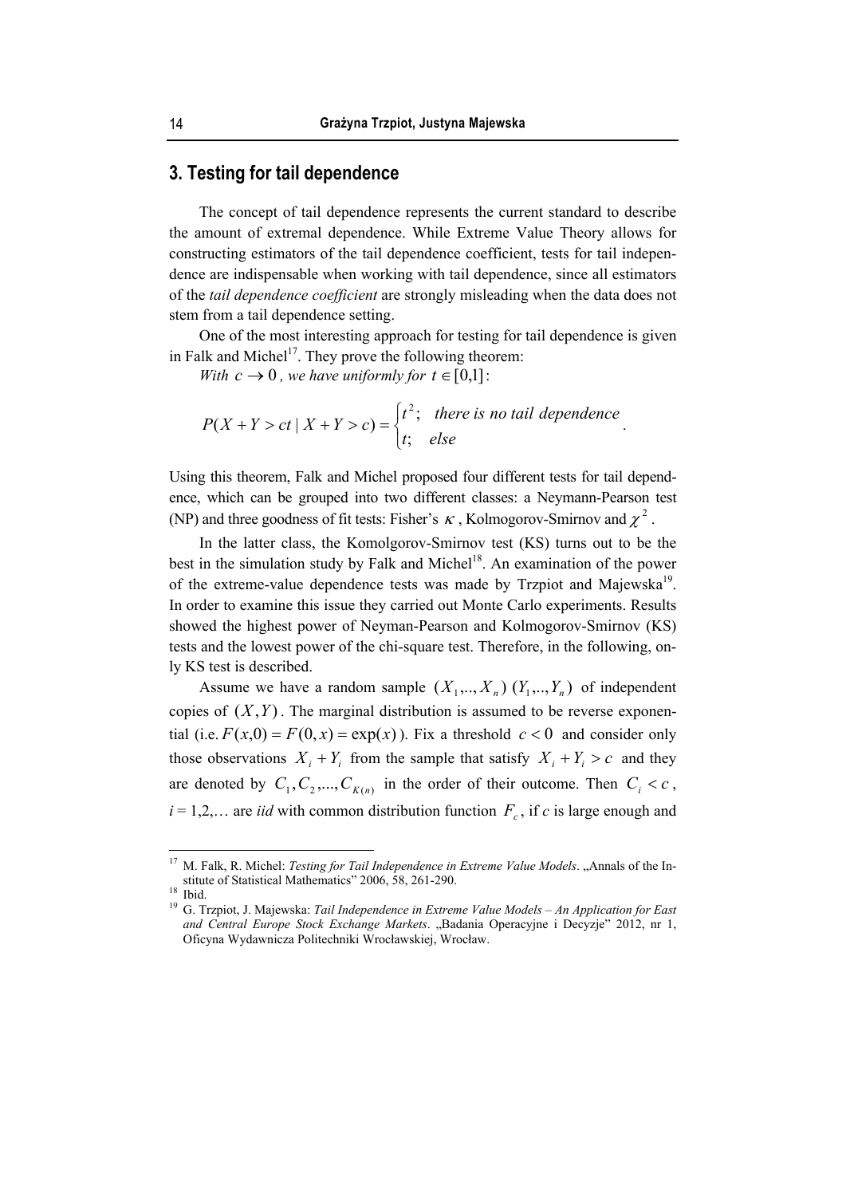## 3. Testing for tail dependence

The concept of tail dependence represents the current standard to describe the amount of extremal dependence. While Extreme Value Theory allows for constructing estimators of the tail dependence coefficient, tests for tail independence are indispensable when working with tail dependence, since all estimators of the *tail dependence coefficient* are strongly misleading when the data does not stem from a tail dependence setting.

One of the most interesting approach for testing for tail dependence is given in Falk and Michel[17]. They prove the following theorem:

*With $c \to 0$, we have uniformly for $t \in [0,1]$:*

$$P(X+Y > ct \mid X+Y > c) = \begin{cases} t^2; & \textit{there is no tail dependence} \\ t; & \textit{else} \end{cases}.$$

Using this theorem, Falk and Michel proposed four different tests for tail dependence, which can be grouped into two different classes: a Neymann-Pearson test (NP) and three goodness of fit tests: Fisher's $\kappa$, Kolmogorov-Smirnov and $\chi^2$.

In the latter class, the Komolgorov-Smirnov test (KS) turns out to be the best in the simulation study by Falk and Michel[18]. An examination of the power of the extreme-value dependence tests was made by Trzpiot and Majewska[19]. In order to examine this issue they carried out Monte Carlo experiments. Results showed the highest power of Neyman-Pearson and Kolmogorov-Smirnov (KS) tests and the lowest power of the chi-square test. Therefore, in the following, only KS test is described.

Assume we have a random sample $(X_1,..,X_n)$ $(Y_1,..,Y_n)$ of independent copies of $(X,Y)$. The marginal distribution is assumed to be reverse exponential (i.e. $F(x,0) = F(0,x) = \exp(x)$). Fix a threshold $c < 0$ and consider only those observations $X_i + Y_i$ from the sample that satisfy $X_i + Y_i > c$ and they are denoted by $C_1, C_2, ..., C_{K(n)}$ in the order of their outcome. Then $C_i < c$, $i = 1,2,\ldots$ are *iid* with common distribution function $F_c$, if *c* is large enough and

---

[17] M. Falk, R. Michel: *Testing for Tail Independence in Extreme Value Models*. „Annals of the Institute of Statistical Mathematics" 2006, 58, 261-290.

[18] Ibid.

[19] G. Trzpiot, J. Majewska: *Tail Independence in Extreme Value Models – An Application for East and Central Europe Stock Exchange Markets*. „Badania Operacyjne i Decyzje" 2012, nr 1, Oficyna Wydawnicza Politechniki Wrocławskiej, Wrocław.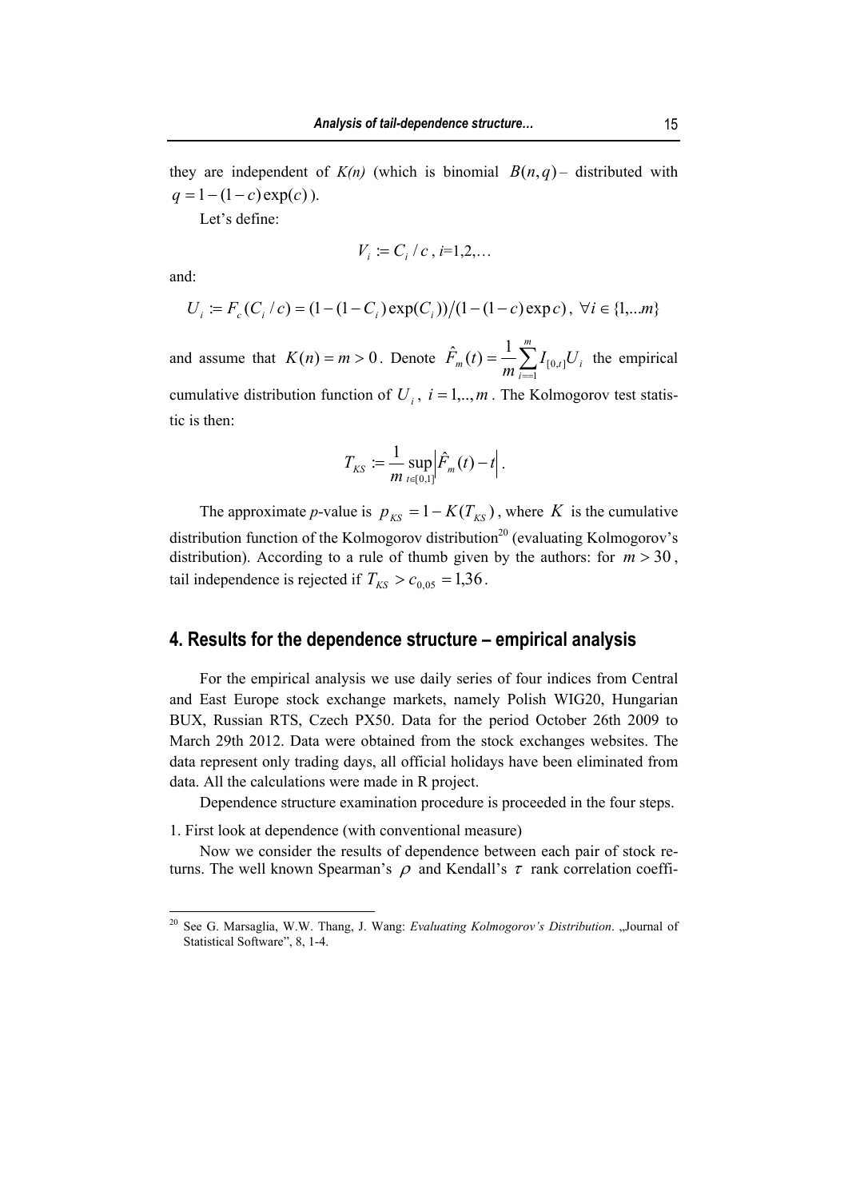they are independent of *K(n)* (which is binomial $B(n,q)$ – distributed with $q = 1-(1-c)\exp(c)$).

Let's define:

$$V_i := C_i / c \text{ , } i\text{=1,2,...}$$

and:

$$U_i := F_c(C_i / c) = (1-(1-C_i)\exp(C_i)) \big/ (1-(1-c)\exp c) \text{ , } \forall i \in \{1,...m\}$$

and assume that $K(n) = m > 0$. Denote $\hat{F}_m(t) = \frac{1}{m}\sum_{i=1}^{m} I_{[0,t]}U_i$ the empirical cumulative distribution function of $U_i$, $i = 1,..,m$. The Kolmogorov test statistic is then:

$$T_{KS} := \frac{1}{m}\sup_{t\in[0,1]}\left|\hat{F}_m(t) - t\right| .$$

The approximate *p*-value is $p_{KS} = 1 - K(T_{KS})$, where $K$ is the cumulative distribution function of the Kolmogorov distribution[20] (evaluating Kolmogorov's distribution). According to a rule of thumb given by the authors: for $m > 30$, tail independence is rejected if $T_{KS} > c_{0,05} = 1{,}36$.

## 4. Results for the dependence structure – empirical analysis

For the empirical analysis we use daily series of four indices from Central and East Europe stock exchange markets, namely Polish WIG20, Hungarian BUX, Russian RTS, Czech PX50. Data for the period October 26th 2009 to March 29th 2012. Data were obtained from the stock exchanges websites. The data represent only trading days, all official holidays have been eliminated from data. All the calculations were made in R project.

Dependence structure examination procedure is proceeded in the four steps.

1. First look at dependence (with conventional measure)

Now we consider the results of dependence between each pair of stock returns. The well known Spearman's $\rho$ and Kendall's $\tau$ rank correlation coeffi-

[20] See G. Marsaglia, W.W. Thang, J. Wang: *Evaluating Kolmogorov's Distribution*. „Journal of Statistical Software", 8, 1-4.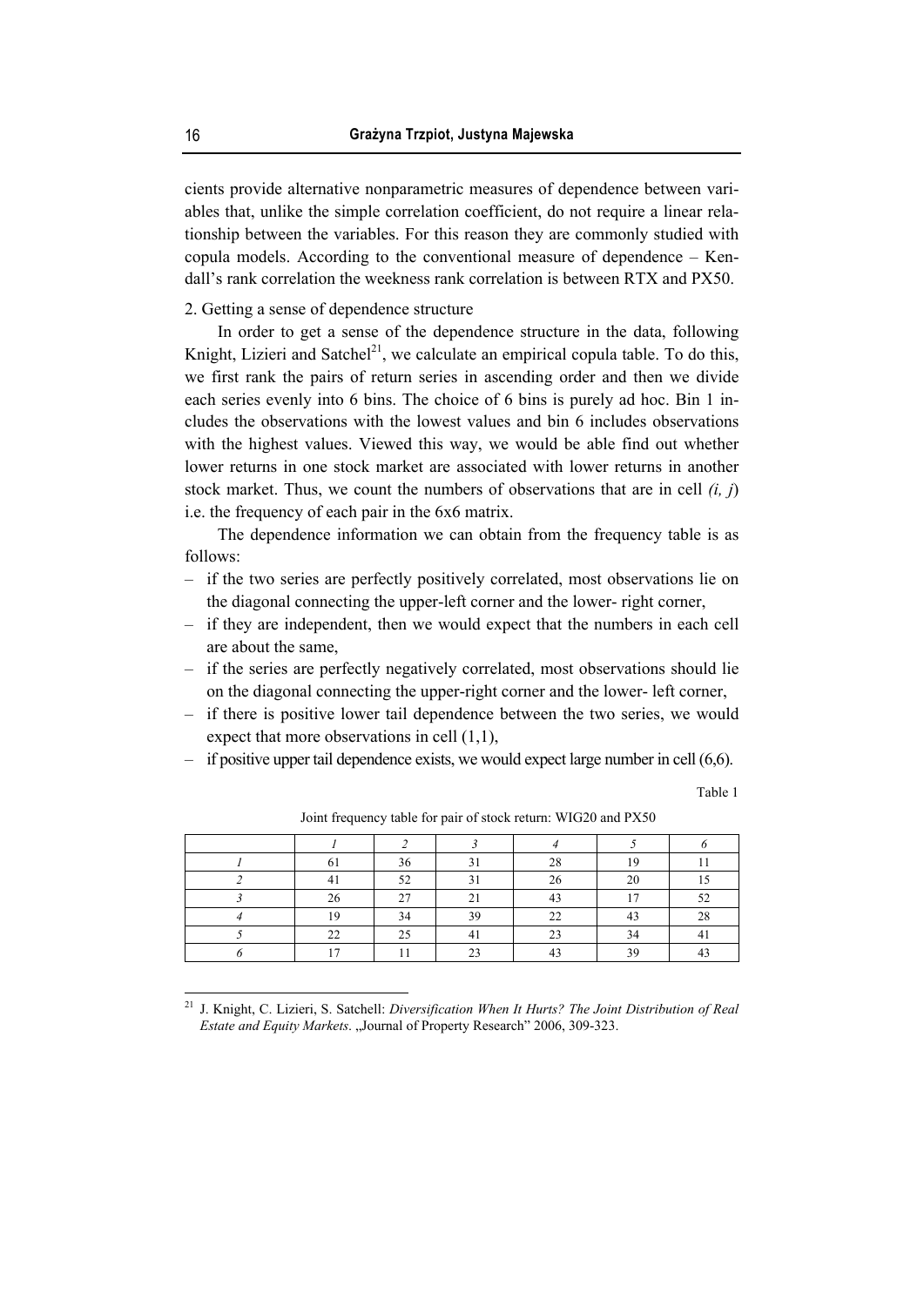cients provide alternative nonparametric measures of dependence between variables that, unlike the simple correlation coefficient, do not require a linear relationship between the variables. For this reason they are commonly studied with copula models. According to the conventional measure of dependence – Kendall's rank correlation the weekness rank correlation is between RTX and PX50.

2. Getting a sense of dependence structure

In order to get a sense of the dependence structure in the data, following Knight, Lizieri and Satchel[21], we calculate an empirical copula table. To do this, we first rank the pairs of return series in ascending order and then we divide each series evenly into 6 bins. The choice of 6 bins is purely ad hoc. Bin 1 includes the observations with the lowest values and bin 6 includes observations with the highest values. Viewed this way, we would be able find out whether lower returns in one stock market are associated with lower returns in another stock market. Thus, we count the numbers of observations that are in cell *(i, j*) i.e. the frequency of each pair in the 6x6 matrix.

The dependence information we can obtain from the frequency table is as follows:

- if the two series are perfectly positively correlated, most observations lie on the diagonal connecting the upper-left corner and the lower- right corner,
- if they are independent, then we would expect that the numbers in each cell are about the same,
- if the series are perfectly negatively correlated, most observations should lie on the diagonal connecting the upper-right corner and the lower- left corner,
- if there is positive lower tail dependence between the two series, we would expect that more observations in cell (1,1),
- if positive upper tail dependence exists, we would expect large number in cell (6,6).

Table 1

Joint frequency table for pair of stock return: WIG20 and PX50

| | *1* | *2* | *3* | *4* | *5* | *6* |
|---|---|---|---|---|---|---|
| *1* | 61 | 36 | 31 | 28 | 19 | 11 |
| *2* | 41 | 52 | 31 | 26 | 20 | 15 |
| *3* | 26 | 27 | 21 | 43 | 17 | 52 |
| *4* | 19 | 34 | 39 | 22 | 43 | 28 |
| *5* | 22 | 25 | 41 | 23 | 34 | 41 |
| *6* | 17 | 11 | 23 | 43 | 39 | 43 |

[21] J. Knight, C. Lizieri, S. Satchell: *Diversification When It Hurts? The Joint Distribution of Real Estate and Equity Markets*. „Journal of Property Research" 2006, 309-323.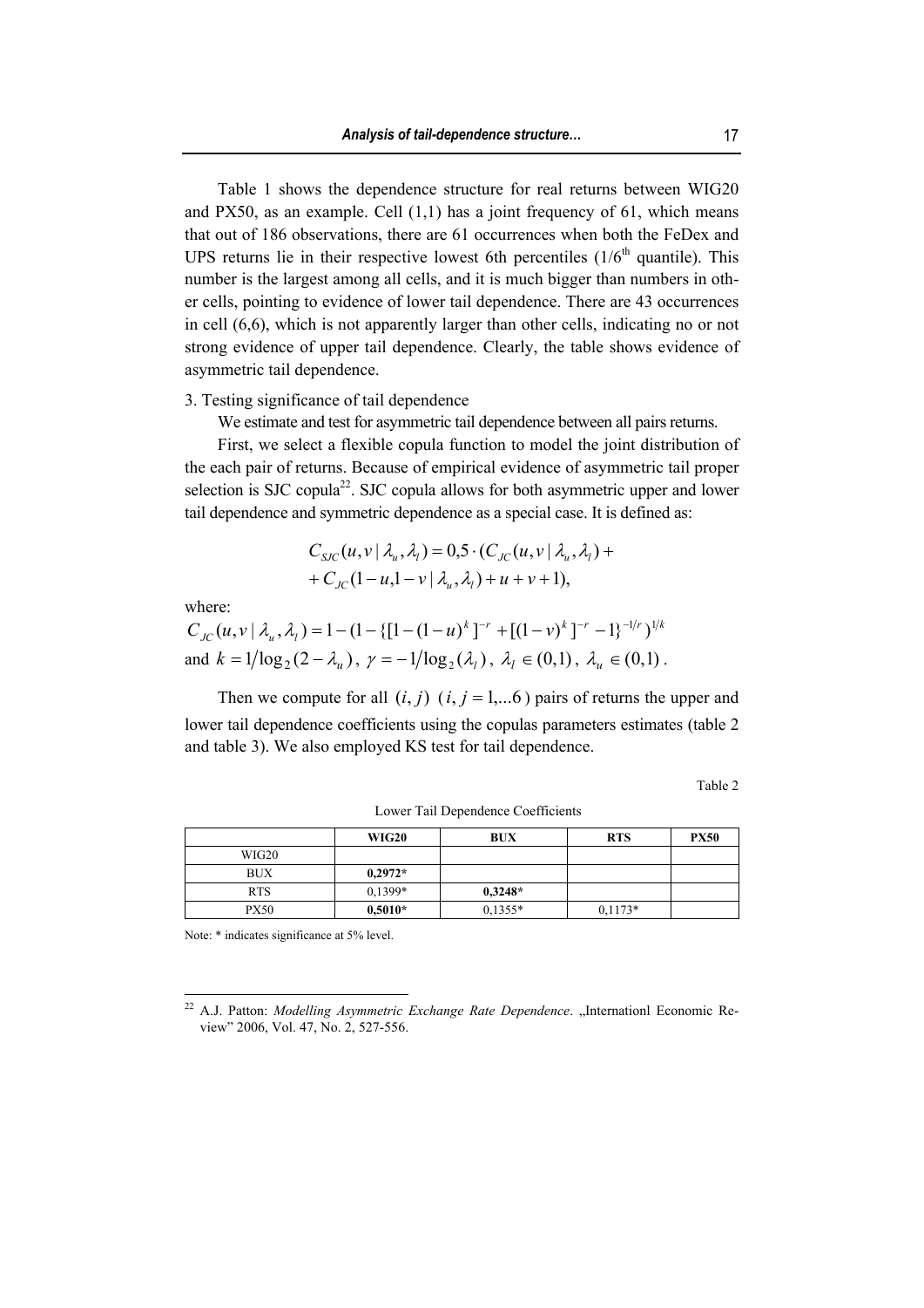Table 1 shows the dependence structure for real returns between WIG20 and PX50, as an example. Cell (1,1) has a joint frequency of 61, which means that out of 186 observations, there are 61 occurrences when both the FeDex and UPS returns lie in their respective lowest 6th percentiles ($1/6^{th}$ quantile). This number is the largest among all cells, and it is much bigger than numbers in other cells, pointing to evidence of lower tail dependence. There are 43 occurrences in cell (6,6), which is not apparently larger than other cells, indicating no or not strong evidence of upper tail dependence. Clearly, the table shows evidence of asymmetric tail dependence.

3. Testing significance of tail dependence

We estimate and test for asymmetric tail dependence between all pairs returns.

First, we select a flexible copula function to model the joint distribution of the each pair of returns. Because of empirical evidence of asymmetric tail proper selection is SJC copula[22]. SJC copula allows for both asymmetric upper and lower tail dependence and symmetric dependence as a special case. It is defined as:

$$C_{SJC}(u,v \mid \lambda_u, \lambda_l) = 0{,}5 \cdot (C_{JC}(u,v \mid \lambda_u, \lambda_l) + \\ + C_{JC}(1-u, 1-v \mid \lambda_u, \lambda_l) + u + v + 1),$$

where:

$C_{JC}(u,v \mid \lambda_u, \lambda_l) = 1 - (1 - \{[1-(1-u)^k]^{-r} + [(1-v)^k]^{-r} - 1\}^{-1/r})^{1/k}$

and $k = 1/\log_2(2-\lambda_u)$, $\gamma = -1/\log_2(\lambda_l)$, $\lambda_l \in (0,1)$, $\lambda_u \in (0,1)$.

Then we compute for all $(i, j)$ $(i, j = 1,...6)$ pairs of returns the upper and lower tail dependence coefficients using the copulas parameters estimates (table 2 and table 3). We also employed KS test for tail dependence.

Table 2

Lower Tail Dependence Coefficients

| | WIG20 | BUX | RTS | PX50 |
|---|---|---|---|---|
| WIG20 | | | | |
| BUX | **0,2972*** | | | |
| RTS | 0,1399* | **0,3248*** | | |
| PX50 | **0,5010*** | 0,1355* | 0,1173* | |

Note: * indicates significance at 5% level.

[22] A.J. Patton: *Modelling Asymmetric Exchange Rate Dependence*. „Internationl Economic Review" 2006, Vol. 47, No. 2, 527-556.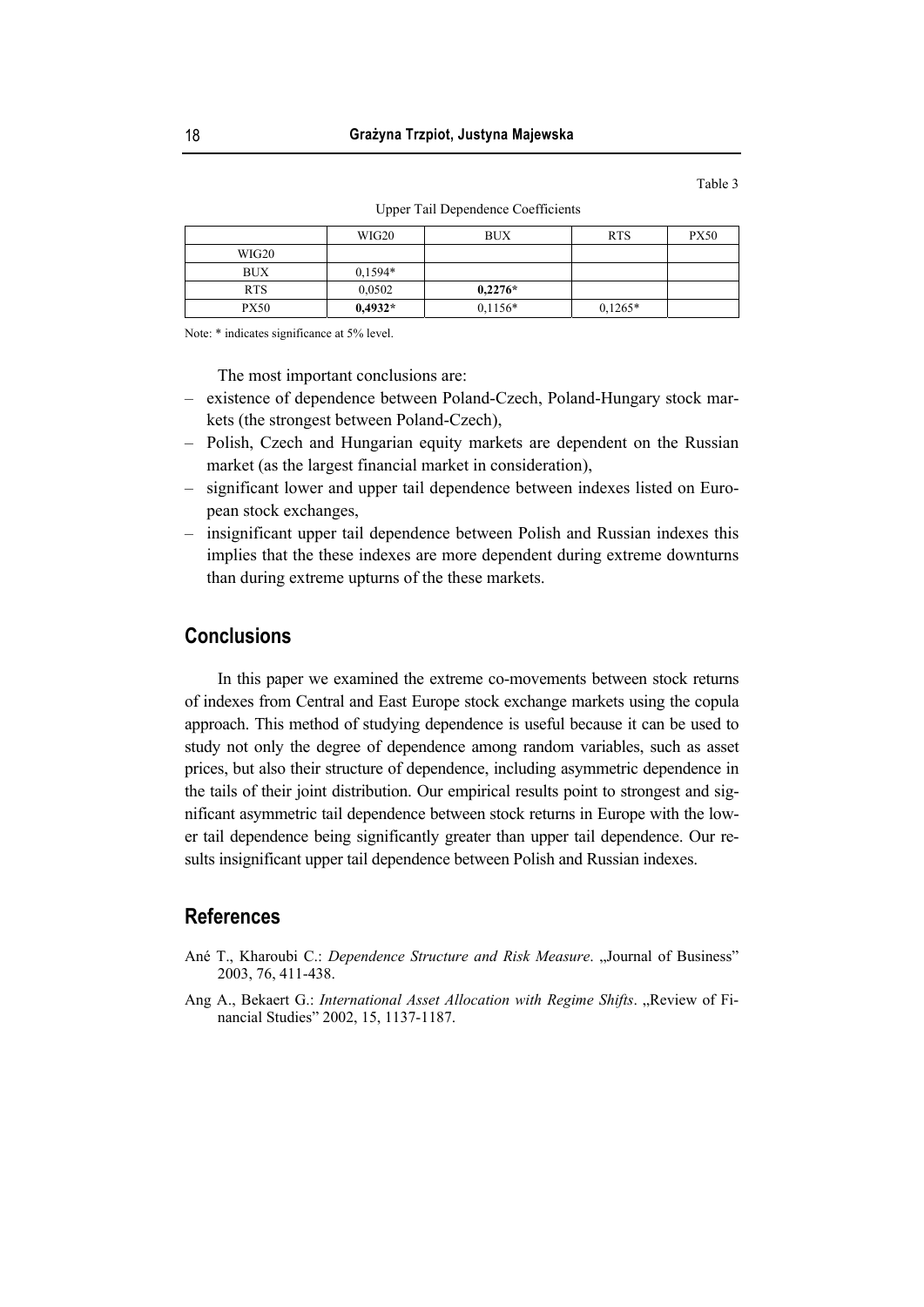Table 3

Upper Tail Dependence Coefficients

| | WIG20 | BUX | RTS | PX50 |
|---|---|---|---|---|
| WIG20 | | | | |
| BUX | 0,1594* | | | |
| RTS | 0,0502 | **0,2276*** | | |
| PX50 | **0,4932*** | 0,1156* | 0,1265* | |

Note: * indicates significance at 5% level.

The most important conclusions are:

- existence of dependence between Poland-Czech, Poland-Hungary stock markets (the strongest between Poland-Czech),
- Polish, Czech and Hungarian equity markets are dependent on the Russian market (as the largest financial market in consideration),
- significant lower and upper tail dependence between indexes listed on European stock exchanges,
- insignificant upper tail dependence between Polish and Russian indexes this implies that the these indexes are more dependent during extreme downturns than during extreme upturns of the these markets.

## Conclusions

In this paper we examined the extreme co-movements between stock returns of indexes from Central and East Europe stock exchange markets using the copula approach. This method of studying dependence is useful because it can be used to study not only the degree of dependence among random variables, such as asset prices, but also their structure of dependence, including asymmetric dependence in the tails of their joint distribution. Our empirical results point to strongest and significant asymmetric tail dependence between stock returns in Europe with the lower tail dependence being significantly greater than upper tail dependence. Our results insignificant upper tail dependence between Polish and Russian indexes.

## References

Ané T., Kharoubi C.: *Dependence Structure and Risk Measure*. „Journal of Business" 2003, 76, 411-438.

Ang A., Bekaert G.: *International Asset Allocation with Regime Shifts*. „Review of Financial Studies" 2002, 15, 1137-1187.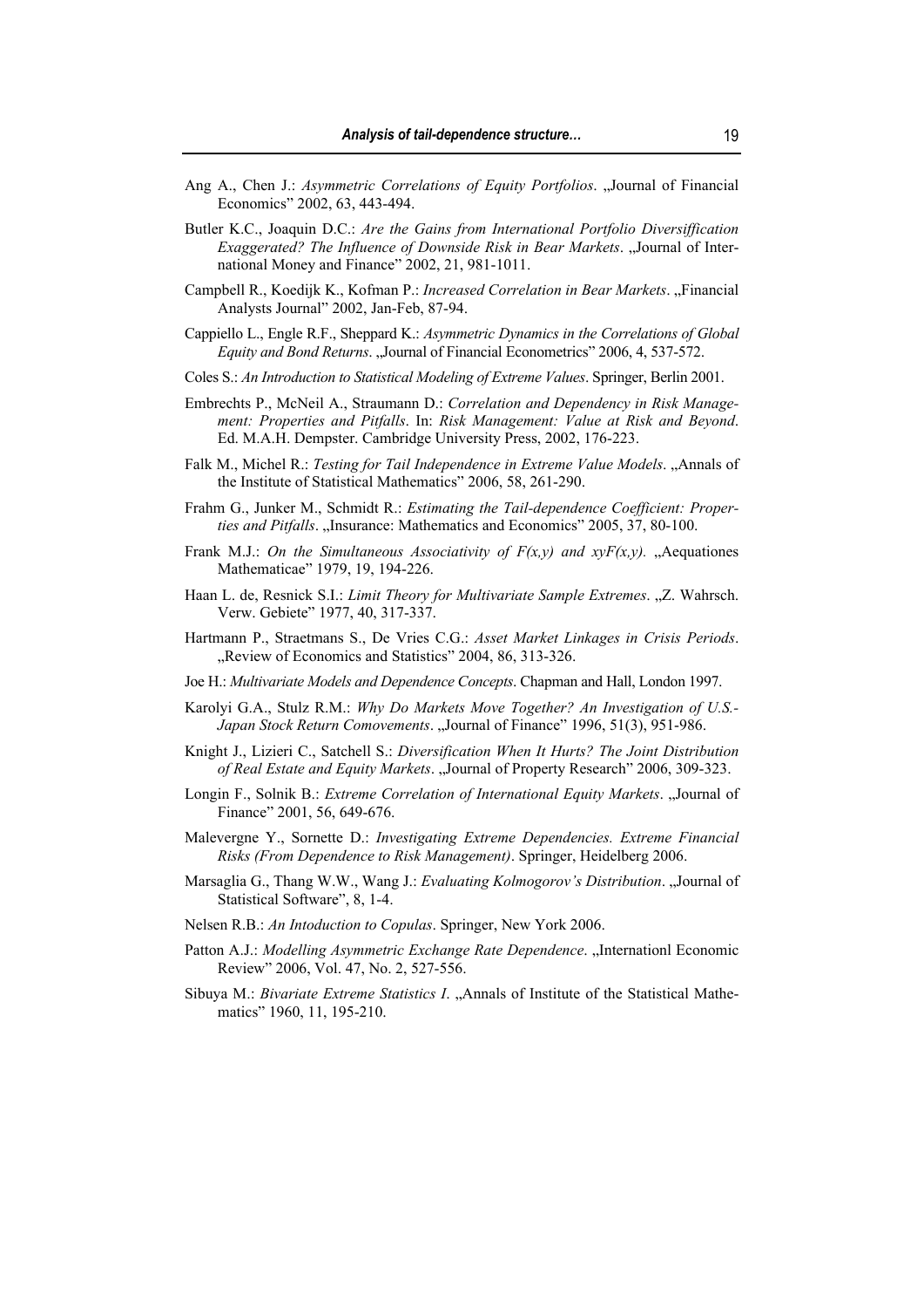Ang A., Chen J.: *Asymmetric Correlations of Equity Portfolios*. „Journal of Financial Economics" 2002, 63, 443-494.

Butler K.C., Joaquin D.C.: *Are the Gains from International Portfolio Diversiffication Exaggerated? The Influence of Downside Risk in Bear Markets*. „Journal of International Money and Finance" 2002, 21, 981-1011.

Campbell R., Koedijk K., Kofman P.: *Increased Correlation in Bear Markets*. „Financial Analysts Journal" 2002, Jan-Feb, 87-94.

Cappiello L., Engle R.F., Sheppard K.: *Asymmetric Dynamics in the Correlations of Global Equity and Bond Returns*. „Journal of Financial Econometrics" 2006, 4, 537-572.

Coles S.: *An Introduction to Statistical Modeling of Extreme Values*. Springer, Berlin 2001.

Embrechts P., McNeil A., Straumann D.: *Correlation and Dependency in Risk Management: Properties and Pitfalls*. In: *Risk Management: Value at Risk and Beyond*. Ed. M.A.H. Dempster. Cambridge University Press, 2002, 176-223.

Falk M., Michel R.: *Testing for Tail Independence in Extreme Value Models*. „Annals of the Institute of Statistical Mathematics" 2006, 58, 261-290.

Frahm G., Junker M., Schmidt R.: *Estimating the Tail-dependence Coefficient: Properties and Pitfalls*. „Insurance: Mathematics and Economics" 2005, 37, 80-100.

Frank M.J.: *On the Simultaneous Associativity of F(x,y) and xyF(x,y).* „Aequationes Mathematicae" 1979, 19, 194-226.

Haan L. de, Resnick S.I.: *Limit Theory for Multivariate Sample Extremes*. „Z. Wahrsch. Verw. Gebiete" 1977, 40, 317-337.

Hartmann P., Straetmans S., De Vries C.G.: *Asset Market Linkages in Crisis Periods*. „Review of Economics and Statistics" 2004, 86, 313-326.

Joe H.: *Multivariate Models and Dependence Concepts*. Chapman and Hall, London 1997.

Karolyi G.A., Stulz R.M.: *Why Do Markets Move Together? An Investigation of U.S.-Japan Stock Return Comovements*. „Journal of Finance" 1996, 51(3), 951-986.

Knight J., Lizieri C., Satchell S.: *Diversification When It Hurts? The Joint Distribution of Real Estate and Equity Markets*. „Journal of Property Research" 2006, 309-323.

Longin F., Solnik B.: *Extreme Correlation of International Equity Markets*. „Journal of Finance" 2001, 56, 649-676.

Malevergne Y., Sornette D.: *Investigating Extreme Dependencies. Extreme Financial Risks (From Dependence to Risk Management)*. Springer, Heidelberg 2006.

Marsaglia G., Thang W.W., Wang J.: *Evaluating Kolmogorov's Distribution*. „Journal of Statistical Software", 8, 1-4.

Nelsen R.B.: *An Intoduction to Copulas*. Springer, New York 2006.

Patton A.J.: *Modelling Asymmetric Exchange Rate Dependence*. „Internationl Economic Review" 2006, Vol. 47, No. 2, 527-556.

Sibuya M.: *Bivariate Extreme Statistics I*. „Annals of Institute of the Statistical Mathematics" 1960, 11, 195-210.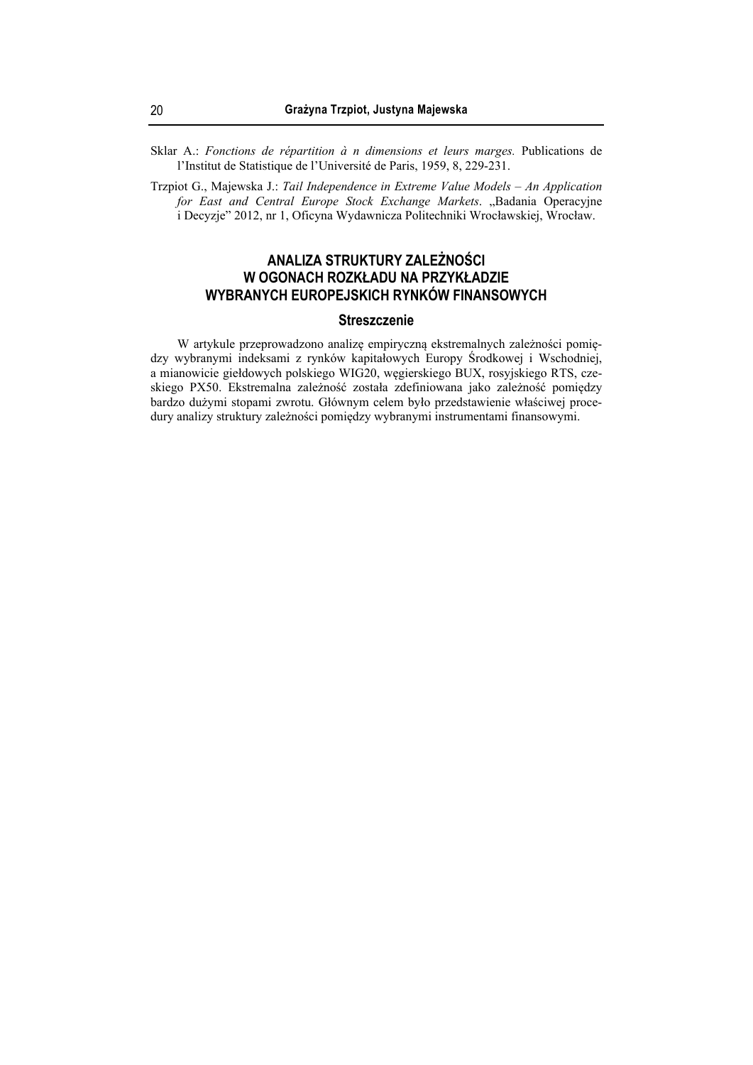Sklar A.: *Fonctions de répartition à n dimensions et leurs marges.* Publications de l'Institut de Statistique de l'Université de Paris, 1959, 8, 229-231.

Trzpiot G., Majewska J.: *Tail Independence in Extreme Value Models – An Application for East and Central Europe Stock Exchange Markets*. „Badania Operacyjne i Decyzje" 2012, nr 1, Oficyna Wydawnicza Politechniki Wrocławskiej, Wrocław.

## ANALIZA STRUKTURY ZALEŻNOŚCI W OGONACH ROZKŁADU NA PRZYKŁADZIE WYBRANYCH EUROPEJSKICH RYNKÓW FINANSOWYCH

### Streszczenie

W artykule przeprowadzono analizę empiryczną ekstremalnych zależności pomiędzy wybranymi indeksami z rynków kapitałowych Europy Środkowej i Wschodniej, a mianowicie giełdowych polskiego WIG20, węgierskiego BUX, rosyjskiego RTS, czeskiego PX50. Ekstremalna zależność została zdefiniowana jako zależność pomiędzy bardzo dużymi stopami zwrotu. Głównym celem było przedstawienie właściwej procedury analizy struktury zależności pomiędzy wybranymi instrumentami finansowymi.